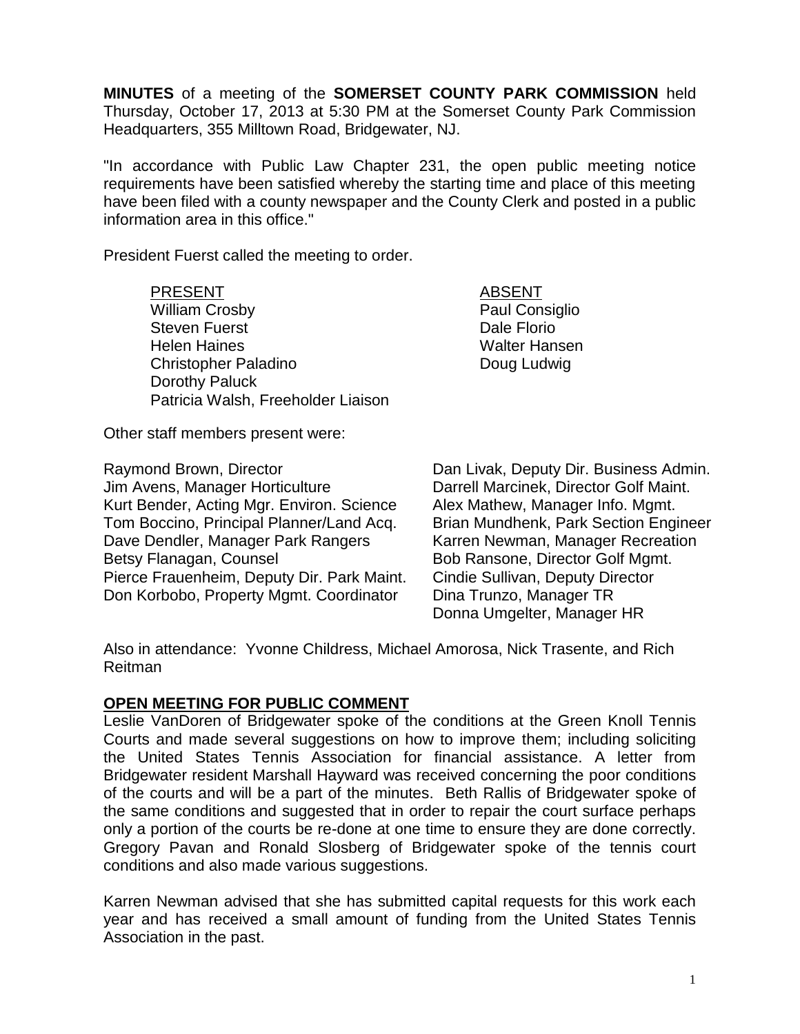**MINUTES** of a meeting of the **SOMERSET COUNTY PARK COMMISSION** held Thursday, October 17, 2013 at 5:30 PM at the Somerset County Park Commission Headquarters, 355 Milltown Road, Bridgewater, NJ.

"In accordance with Public Law Chapter 231, the open public meeting notice requirements have been satisfied whereby the starting time and place of this meeting have been filed with a county newspaper and the County Clerk and posted in a public information area in this office."

President Fuerst called the meeting to order.

| PRESENT | ABSENT |
|---|---|
| William Crosby | Paul Consiglio |
| Steven Fuerst | Dale Florio |
| Helen Haines | Walter Hansen |
| Christopher Paladino | Doug Ludwig |
| Dorothy Paluck | |
| Patricia Walsh, Freeholder Liaison | |

Other staff members present were:

Raymond Brown, Director
Jim Avens, Manager Horticulture
Kurt Bender, Acting Mgr. Environ. Science
Tom Boccino, Principal Planner/Land Acq.
Dave Dendler, Manager Park Rangers
Betsy Flanagan, Counsel
Pierce Frauenheim, Deputy Dir. Park Maint.
Don Korbobo, Property Mgmt. Coordinator
Dan Livak, Deputy Dir. Business Admin.
Darrell Marcinek, Director Golf Maint.
Alex Mathew, Manager Info. Mgmt.
Brian Mundhenk, Park Section Engineer
Karren Newman, Manager Recreation
Bob Ransone, Director Golf Mgmt.
Cindie Sullivan, Deputy Director
Dina Trunzo, Manager TR
Donna Umgelter, Manager HR

Also in attendance: Yvonne Childress, Michael Amorosa, Nick Trasente, and Rich Reitman

## OPEN MEETING FOR PUBLIC COMMENT

Leslie VanDoren of Bridgewater spoke of the conditions at the Green Knoll Tennis Courts and made several suggestions on how to improve them; including soliciting the United States Tennis Association for financial assistance. A letter from Bridgewater resident Marshall Hayward was received concerning the poor conditions of the courts and will be a part of the minutes. Beth Rallis of Bridgewater spoke of the same conditions and suggested that in order to repair the court surface perhaps only a portion of the courts be re-done at one time to ensure they are done correctly. Gregory Pavan and Ronald Slosberg of Bridgewater spoke of the tennis court conditions and also made various suggestions.

Karren Newman advised that she has submitted capital requests for this work each year and has received a small amount of funding from the United States Tennis Association in the past.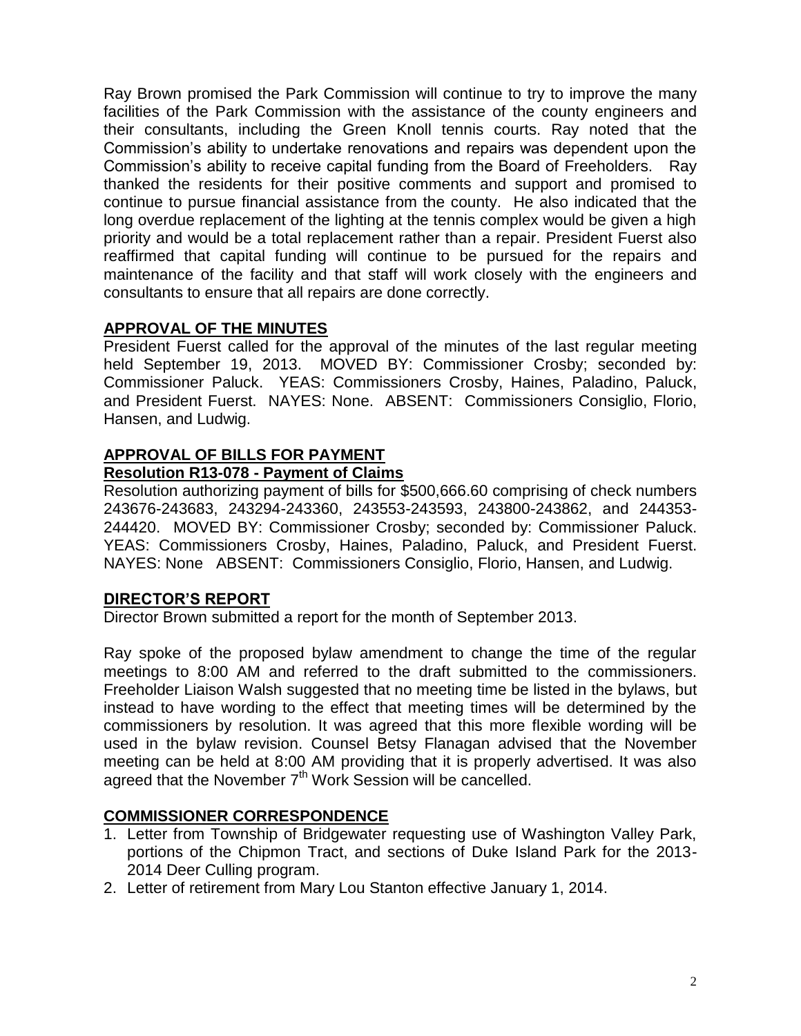Ray Brown promised the Park Commission will continue to try to improve the many facilities of the Park Commission with the assistance of the county engineers and their consultants, including the Green Knoll tennis courts. Ray noted that the Commission's ability to undertake renovations and repairs was dependent upon the Commission's ability to receive capital funding from the Board of Freeholders. Ray thanked the residents for their positive comments and support and promised to continue to pursue financial assistance from the county. He also indicated that the long overdue replacement of the lighting at the tennis complex would be given a high priority and would be a total replacement rather than a repair. President Fuerst also reaffirmed that capital funding will continue to be pursued for the repairs and maintenance of the facility and that staff will work closely with the engineers and consultants to ensure that all repairs are done correctly.

## APPROVAL OF THE MINUTES

President Fuerst called for the approval of the minutes of the last regular meeting held September 19, 2013. MOVED BY: Commissioner Crosby; seconded by: Commissioner Paluck. YEAS: Commissioners Crosby, Haines, Paladino, Paluck, and President Fuerst. NAYES: None. ABSENT: Commissioners Consiglio, Florio, Hansen, and Ludwig.

## APPROVAL OF BILLS FOR PAYMENT

### Resolution R13-078 - Payment of Claims

Resolution authorizing payment of bills for $500,666.60 comprising of check numbers 243676-243683, 243294-243360, 243553-243593, 243800-243862, and 244353-244420. MOVED BY: Commissioner Crosby; seconded by: Commissioner Paluck. YEAS: Commissioners Crosby, Haines, Paladino, Paluck, and President Fuerst. NAYES: None ABSENT: Commissioners Consiglio, Florio, Hansen, and Ludwig.

## DIRECTOR'S REPORT

Director Brown submitted a report for the month of September 2013.

Ray spoke of the proposed bylaw amendment to change the time of the regular meetings to 8:00 AM and referred to the draft submitted to the commissioners. Freeholder Liaison Walsh suggested that no meeting time be listed in the bylaws, but instead to have wording to the effect that meeting times will be determined by the commissioners by resolution. It was agreed that this more flexible wording will be used in the bylaw revision. Counsel Betsy Flanagan advised that the November meeting can be held at 8:00 AM providing that it is properly advertised. It was also agreed that the November 7th Work Session will be cancelled.

## COMMISSIONER CORRESPONDENCE

1. Letter from Township of Bridgewater requesting use of Washington Valley Park, portions of the Chipmon Tract, and sections of Duke Island Park for the 2013-2014 Deer Culling program.
2. Letter of retirement from Mary Lou Stanton effective January 1, 2014.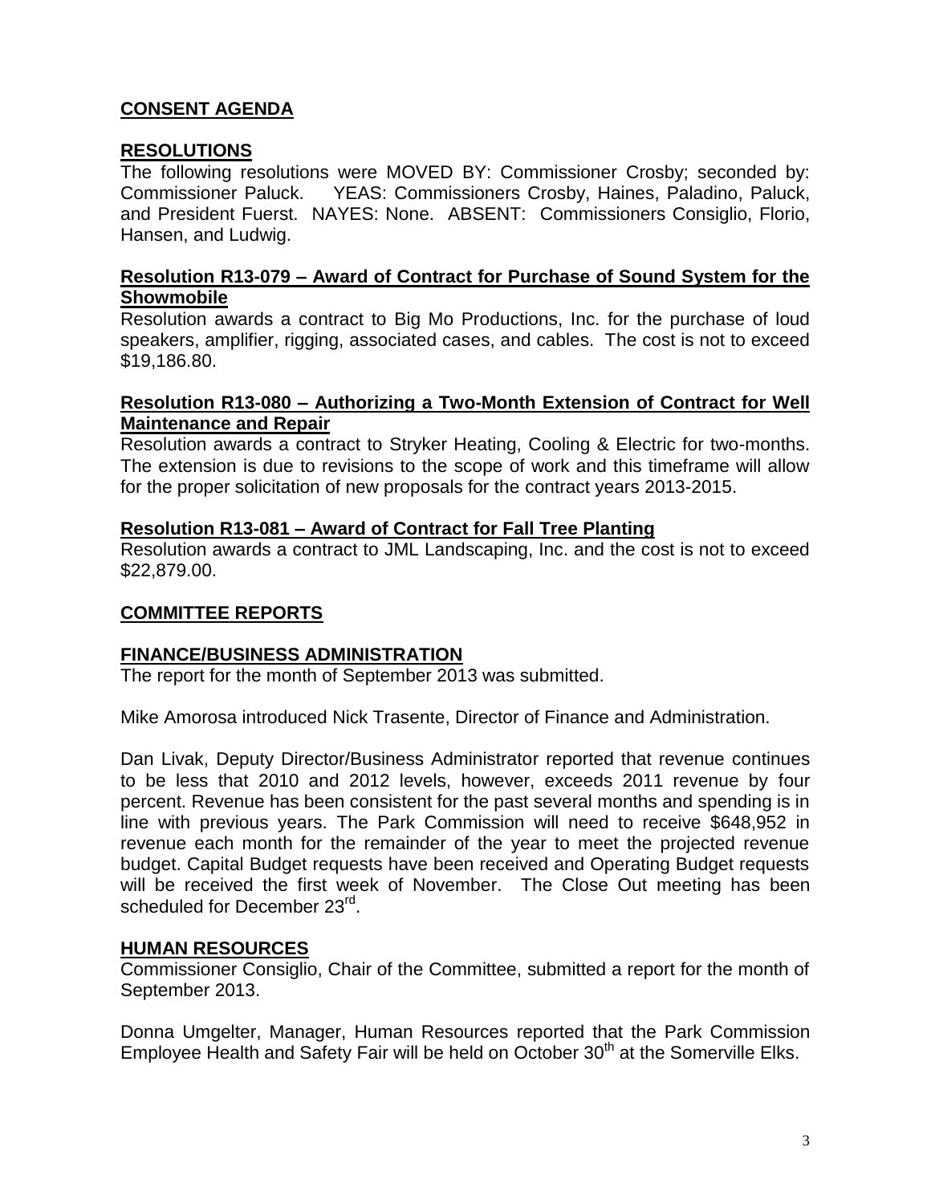## CONSENT AGENDA

## RESOLUTIONS

The following resolutions were MOVED BY: Commissioner Crosby; seconded by: Commissioner Paluck. YEAS: Commissioners Crosby, Haines, Paladino, Paluck, and President Fuerst. NAYES: None. ABSENT: Commissioners Consiglio, Florio, Hansen, and Ludwig.

### Resolution R13-079 – Award of Contract for Purchase of Sound System for the Showmobile

Resolution awards a contract to Big Mo Productions, Inc. for the purchase of loud speakers, amplifier, rigging, associated cases, and cables. The cost is not to exceed $19,186.80.

### Resolution R13-080 – Authorizing a Two-Month Extension of Contract for Well Maintenance and Repair

Resolution awards a contract to Stryker Heating, Cooling & Electric for two-months. The extension is due to revisions to the scope of work and this timeframe will allow for the proper solicitation of new proposals for the contract years 2013-2015.

### Resolution R13-081 – Award of Contract for Fall Tree Planting

Resolution awards a contract to JML Landscaping, Inc. and the cost is not to exceed $22,879.00.

## COMMITTEE REPORTS

### FINANCE/BUSINESS ADMINISTRATION

The report for the month of September 2013 was submitted.

Mike Amorosa introduced Nick Trasente, Director of Finance and Administration.

Dan Livak, Deputy Director/Business Administrator reported that revenue continues to be less that 2010 and 2012 levels, however, exceeds 2011 revenue by four percent. Revenue has been consistent for the past several months and spending is in line with previous years. The Park Commission will need to receive $648,952 in revenue each month for the remainder of the year to meet the projected revenue budget. Capital Budget requests have been received and Operating Budget requests will be received the first week of November. The Close Out meeting has been scheduled for December 23rd.

### HUMAN RESOURCES

Commissioner Consiglio, Chair of the Committee, submitted a report for the month of September 2013.

Donna Umgelter, Manager, Human Resources reported that the Park Commission Employee Health and Safety Fair will be held on October 30th at the Somerville Elks.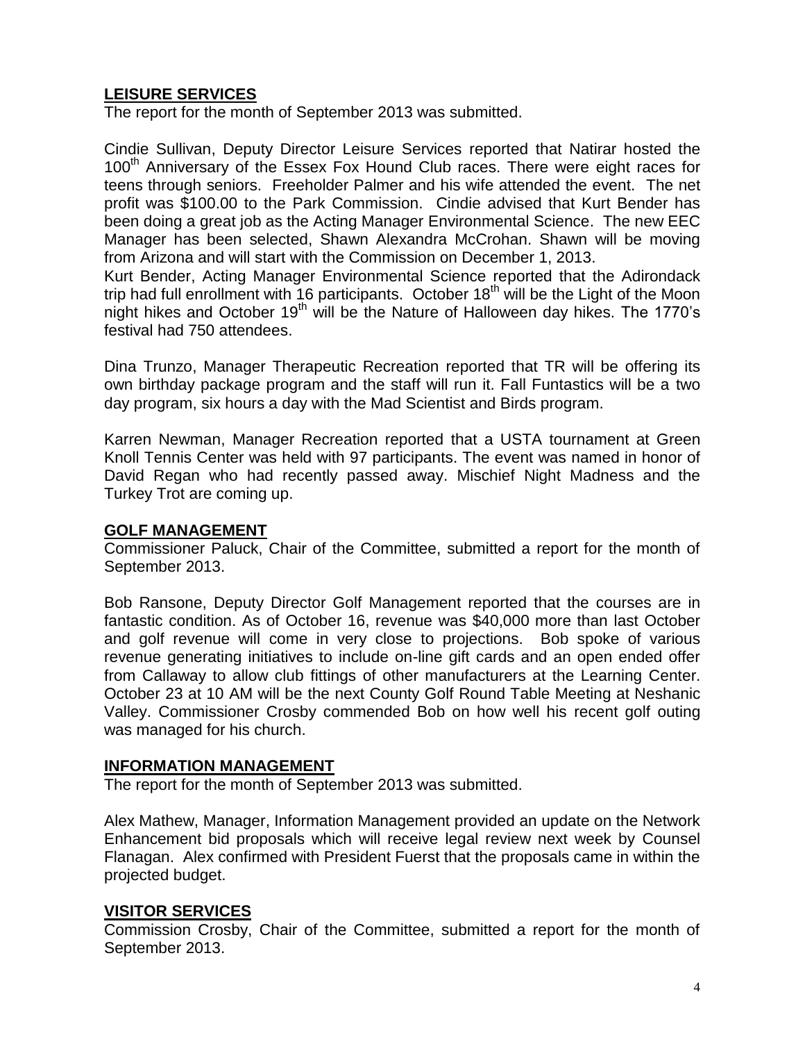## LEISURE SERVICES

The report for the month of September 2013 was submitted.

Cindie Sullivan, Deputy Director Leisure Services reported that Natirar hosted the 100th Anniversary of the Essex Fox Hound Club races. There were eight races for teens through seniors. Freeholder Palmer and his wife attended the event. The net profit was $100.00 to the Park Commission. Cindie advised that Kurt Bender has been doing a great job as the Acting Manager Environmental Science. The new EEC Manager has been selected, Shawn Alexandra McCrohan. Shawn will be moving from Arizona and will start with the Commission on December 1, 2013.

Kurt Bender, Acting Manager Environmental Science reported that the Adirondack trip had full enrollment with 16 participants. October 18th will be the Light of the Moon night hikes and October 19th will be the Nature of Halloween day hikes. The 1770's festival had 750 attendees.

Dina Trunzo, Manager Therapeutic Recreation reported that TR will be offering its own birthday package program and the staff will run it. Fall Funtastics will be a two day program, six hours a day with the Mad Scientist and Birds program.

Karren Newman, Manager Recreation reported that a USTA tournament at Green Knoll Tennis Center was held with 97 participants. The event was named in honor of David Regan who had recently passed away. Mischief Night Madness and the Turkey Trot are coming up.

## GOLF MANAGEMENT

Commissioner Paluck, Chair of the Committee, submitted a report for the month of September 2013.

Bob Ransone, Deputy Director Golf Management reported that the courses are in fantastic condition. As of October 16, revenue was $40,000 more than last October and golf revenue will come in very close to projections. Bob spoke of various revenue generating initiatives to include on-line gift cards and an open ended offer from Callaway to allow club fittings of other manufacturers at the Learning Center. October 23 at 10 AM will be the next County Golf Round Table Meeting at Neshanic Valley. Commissioner Crosby commended Bob on how well his recent golf outing was managed for his church.

## INFORMATION MANAGEMENT

The report for the month of September 2013 was submitted.

Alex Mathew, Manager, Information Management provided an update on the Network Enhancement bid proposals which will receive legal review next week by Counsel Flanagan. Alex confirmed with President Fuerst that the proposals came in within the projected budget.

## VISITOR SERVICES

Commission Crosby, Chair of the Committee, submitted a report for the month of September 2013.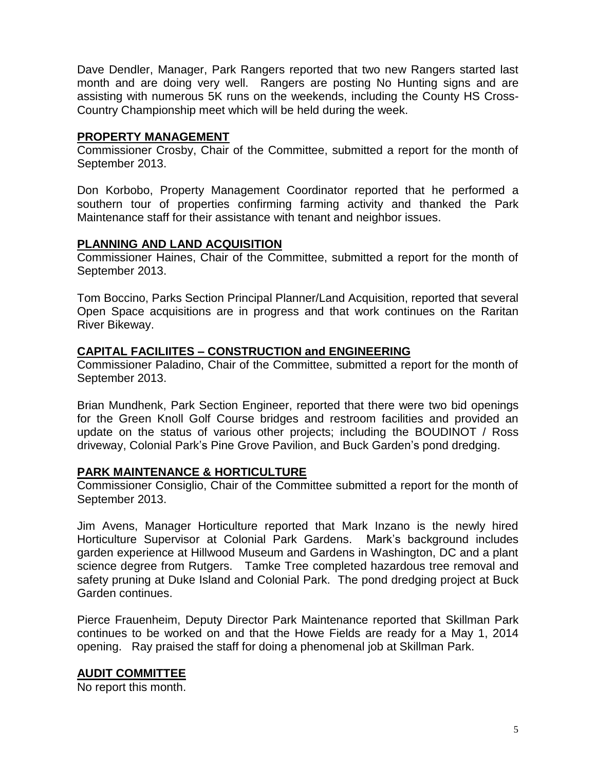Dave Dendler, Manager, Park Rangers reported that two new Rangers started last month and are doing very well. Rangers are posting No Hunting signs and are assisting with numerous 5K runs on the weekends, including the County HS Cross-Country Championship meet which will be held during the week.

## PROPERTY MANAGEMENT

Commissioner Crosby, Chair of the Committee, submitted a report for the month of September 2013.

Don Korbobo, Property Management Coordinator reported that he performed a southern tour of properties confirming farming activity and thanked the Park Maintenance staff for their assistance with tenant and neighbor issues.

## PLANNING AND LAND ACQUISITION

Commissioner Haines, Chair of the Committee, submitted a report for the month of September 2013.

Tom Boccino, Parks Section Principal Planner/Land Acquisition, reported that several Open Space acquisitions are in progress and that work continues on the Raritan River Bikeway.

## CAPITAL FACILIITES – CONSTRUCTION and ENGINEERING

Commissioner Paladino, Chair of the Committee, submitted a report for the month of September 2013.

Brian Mundhenk, Park Section Engineer, reported that there were two bid openings for the Green Knoll Golf Course bridges and restroom facilities and provided an update on the status of various other projects; including the BOUDINOT / Ross driveway, Colonial Park's Pine Grove Pavilion, and Buck Garden's pond dredging.

## PARK MAINTENANCE & HORTICULTURE

Commissioner Consiglio, Chair of the Committee submitted a report for the month of September 2013.

Jim Avens, Manager Horticulture reported that Mark Inzano is the newly hired Horticulture Supervisor at Colonial Park Gardens. Mark's background includes garden experience at Hillwood Museum and Gardens in Washington, DC and a plant science degree from Rutgers. Tamke Tree completed hazardous tree removal and safety pruning at Duke Island and Colonial Park. The pond dredging project at Buck Garden continues.

Pierce Frauenheim, Deputy Director Park Maintenance reported that Skillman Park continues to be worked on and that the Howe Fields are ready for a May 1, 2014 opening. Ray praised the staff for doing a phenomenal job at Skillman Park.

## AUDIT COMMITTEE

No report this month.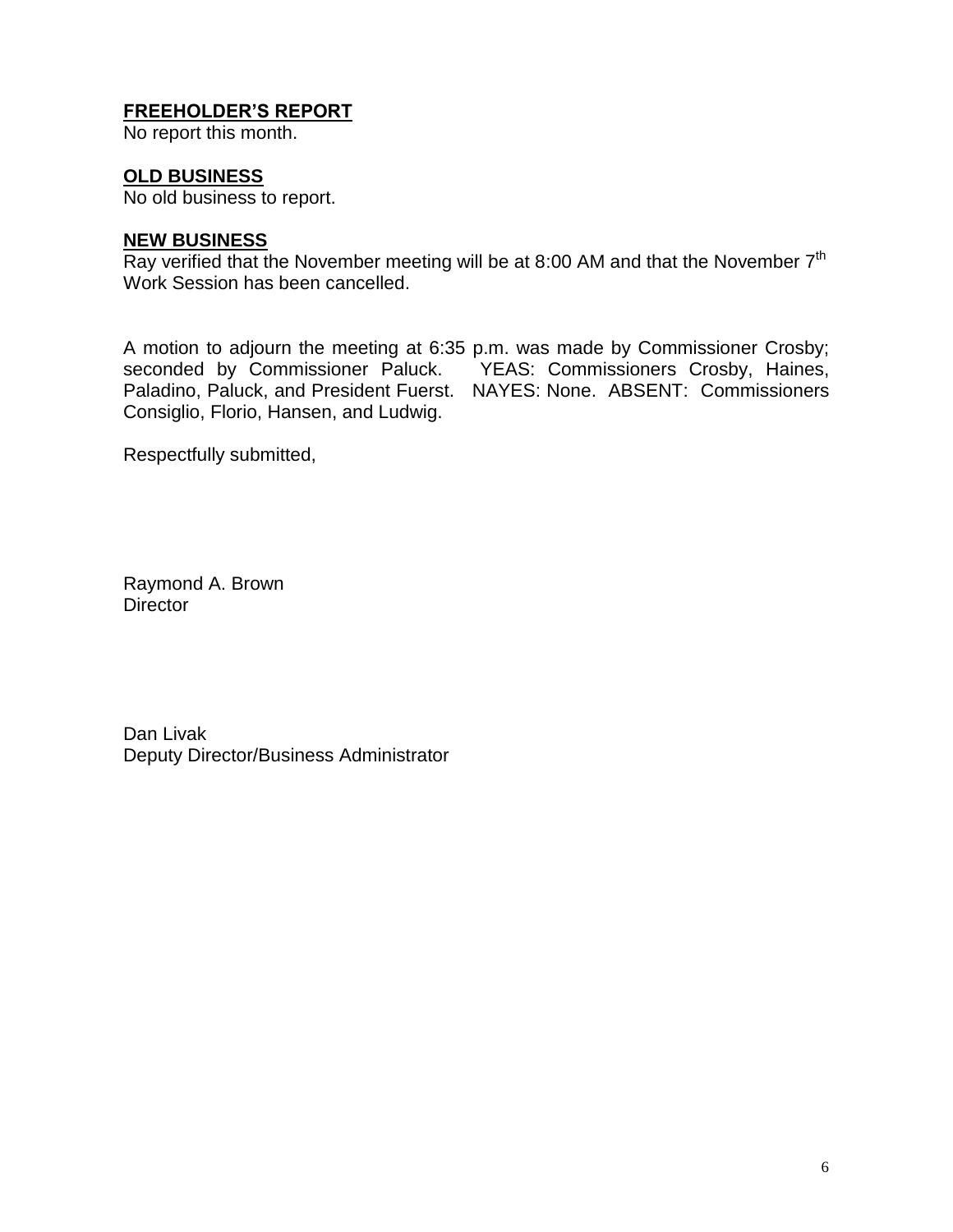**FREEHOLDER'S REPORT**
No report this month.

**OLD BUSINESS**
No old business to report.

**NEW BUSINESS**
Ray verified that the November meeting will be at 8:00 AM and that the November 7th Work Session has been cancelled.

A motion to adjourn the meeting at 6:35 p.m. was made by Commissioner Crosby; seconded by Commissioner Paluck. YEAS: Commissioners Crosby, Haines, Paladino, Paluck, and President Fuerst. NAYES: None. ABSENT: Commissioners Consiglio, Florio, Hansen, and Ludwig.

Respectfully submitted,

Raymond A. Brown
Director

Dan Livak
Deputy Director/Business Administrator